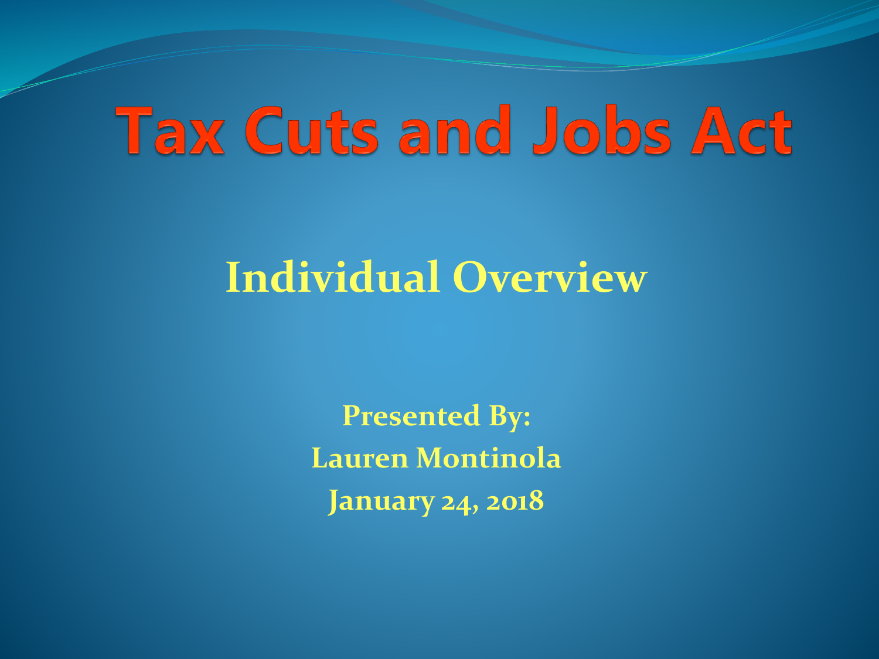# Tax Cuts and Jobs Act

## Individual Overview

**Presented By:**
**Lauren Montinola**
**January 24, 2018**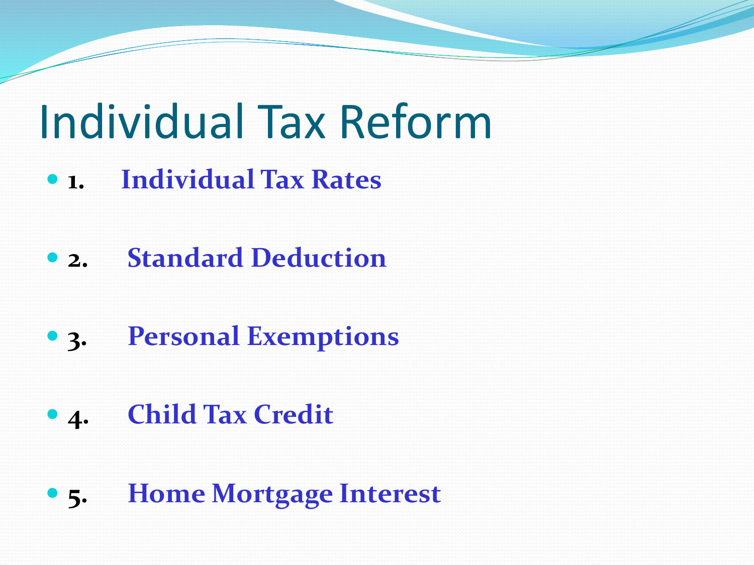# Individual Tax Reform

- 1. **Individual Tax Rates**
- 2. **Standard Deduction**
- 3. **Personal Exemptions**
- 4. **Child Tax Credit**
- 5. **Home Mortgage Interest**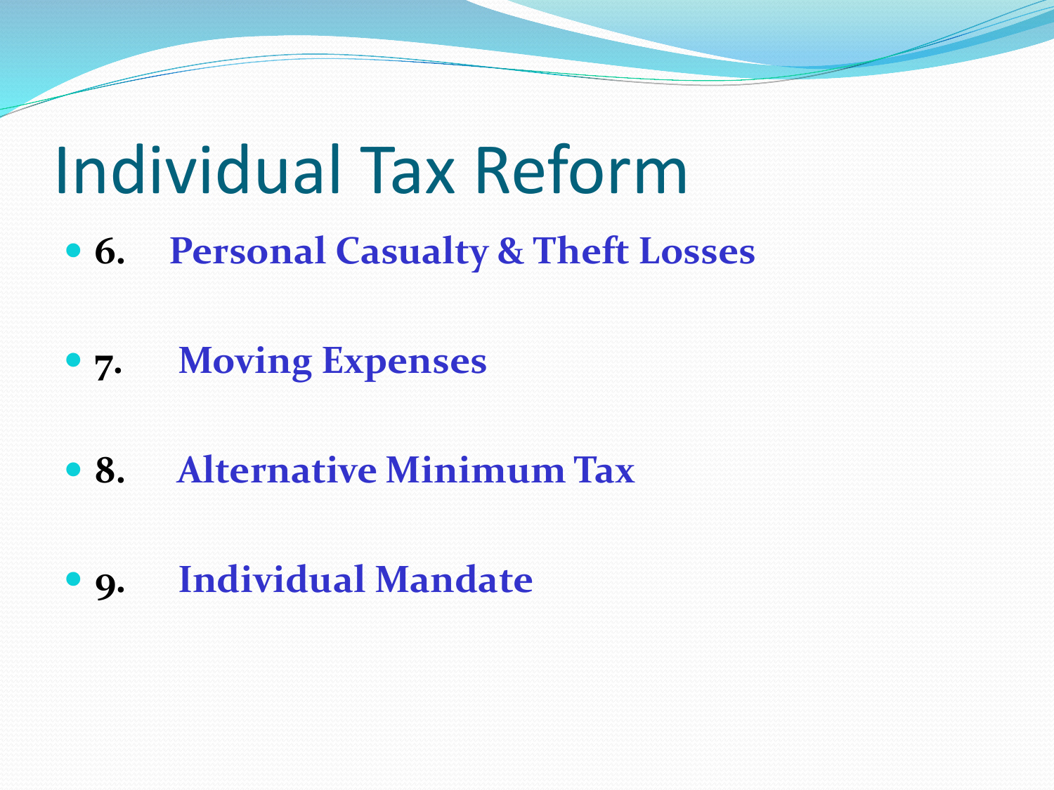# Individual Tax Reform

- **6. Personal Casualty & Theft Losses**

- **7. Moving Expenses**

- **8. Alternative Minimum Tax**

- **9. Individual Mandate**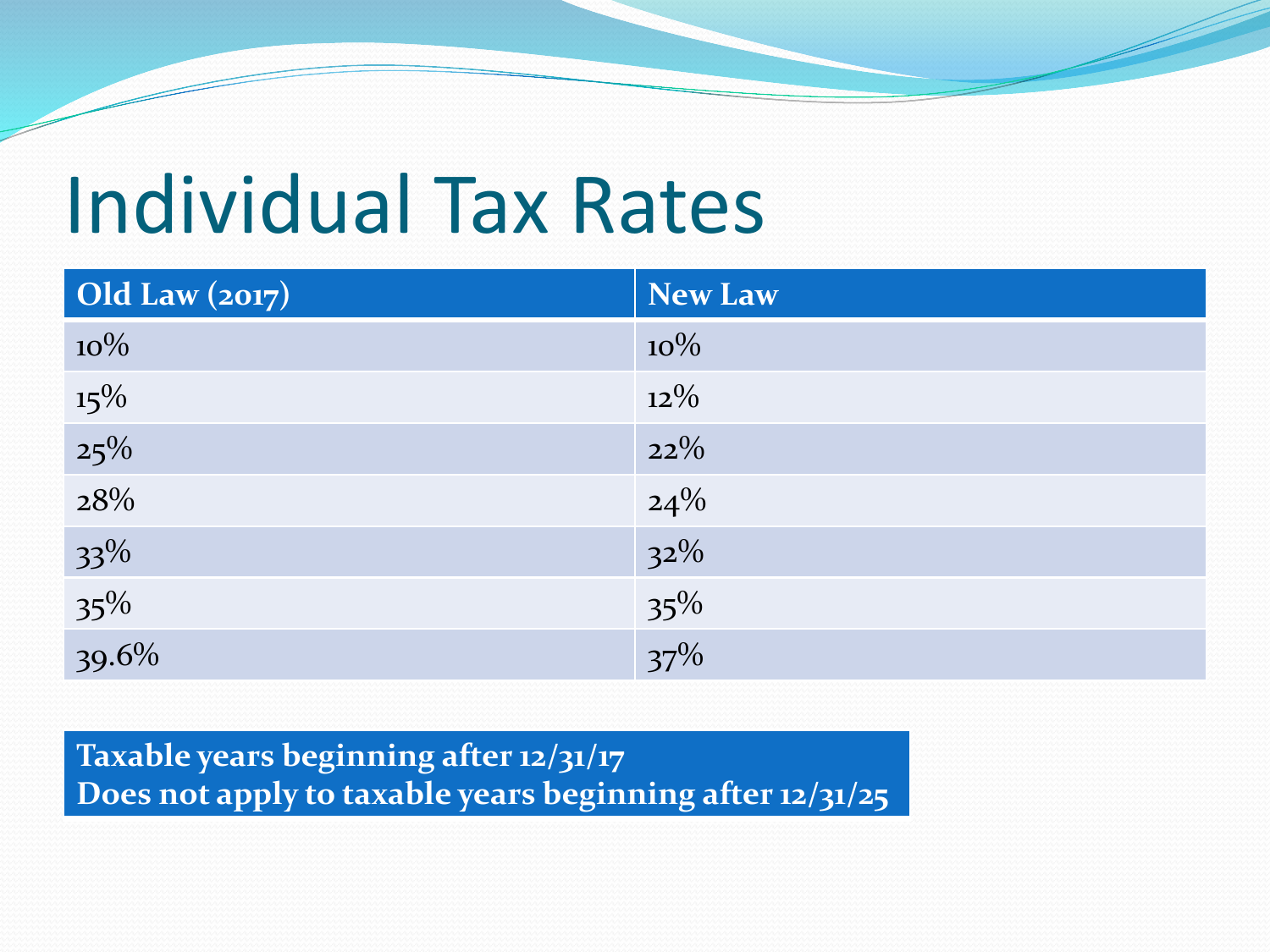# Individual Tax Rates

| Old Law (2017) | New Law |
| --- | --- |
| 10% | 10% |
| 15% | 12% |
| 25% | 22% |
| 28% | 24% |
| 33% | 32% |
| 35% | 35% |
| 39.6% | 37% |

**Taxable years beginning after 12/31/17**
**Does not apply to taxable years beginning after 12/31/25**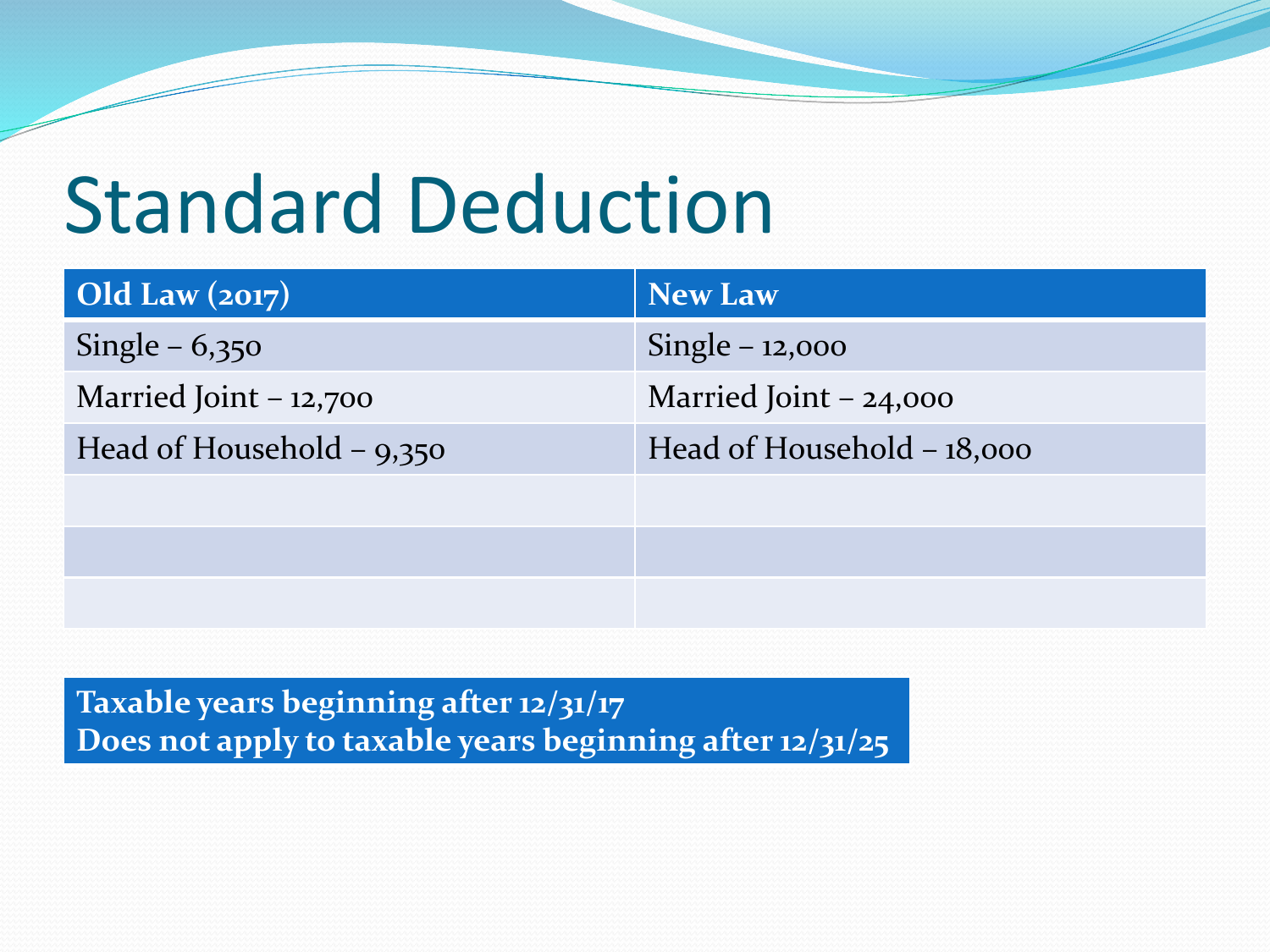# Standard Deduction

| **Old Law (2017)** | **New Law** |
| --- | --- |
| Single – 6,350 | Single – 12,000 |
| Married Joint – 12,700 | Married Joint – 24,000 |
| Head of Household – 9,350 | Head of Household – 18,000 |
| | |
| | |
| | |

**Taxable years beginning after 12/31/17**
**Does not apply to taxable years beginning after 12/31/25**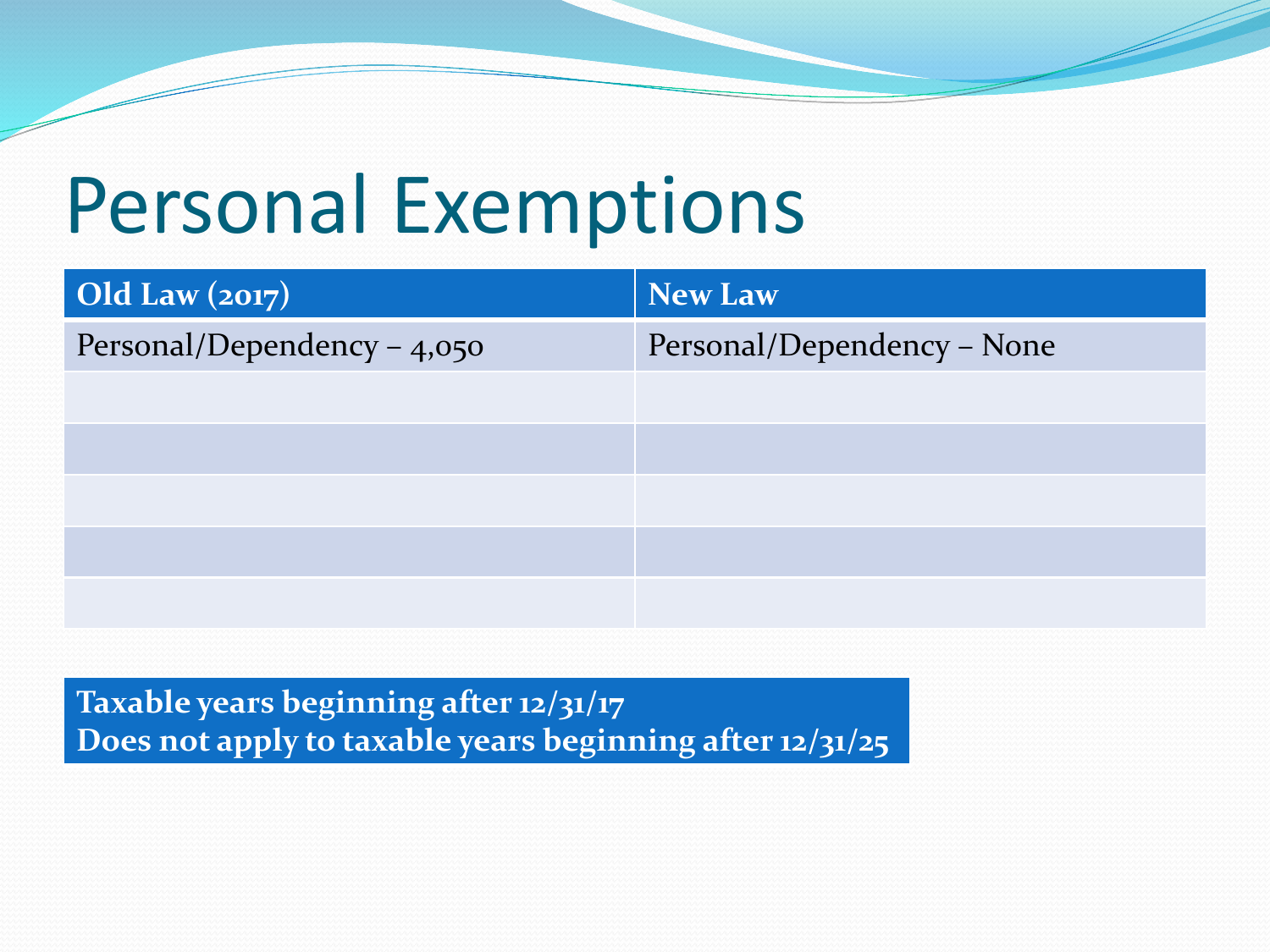# Personal Exemptions

| Old Law (2017) | New Law |
|---|---|
| Personal/Dependency – 4,050 | Personal/Dependency – None |
| | |
| | |
| | |
| | |
| | |

**Taxable years beginning after 12/31/17**
**Does not apply to taxable years beginning after 12/31/25**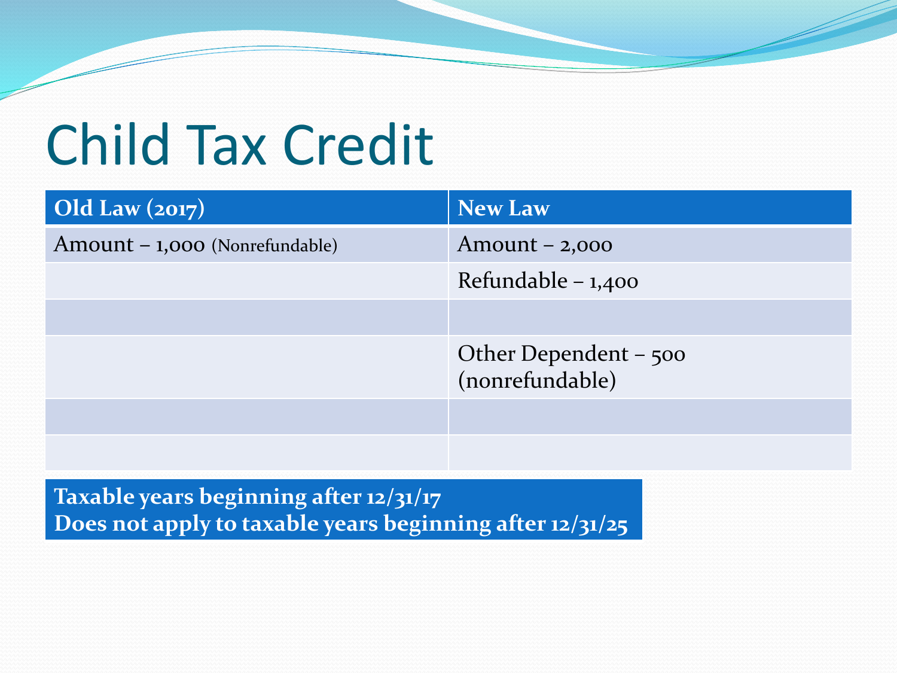# Child Tax Credit

| Old Law (2017) | New Law |
|---|---|
| Amount – 1,000 (Nonrefundable) | Amount – 2,000 |
| | Refundable – 1,400 |
| | |
| | Other Dependent – 500 (nonrefundable) |
| | |
| | |

**Taxable years beginning after 12/31/17**
**Does not apply to taxable years beginning after 12/31/25**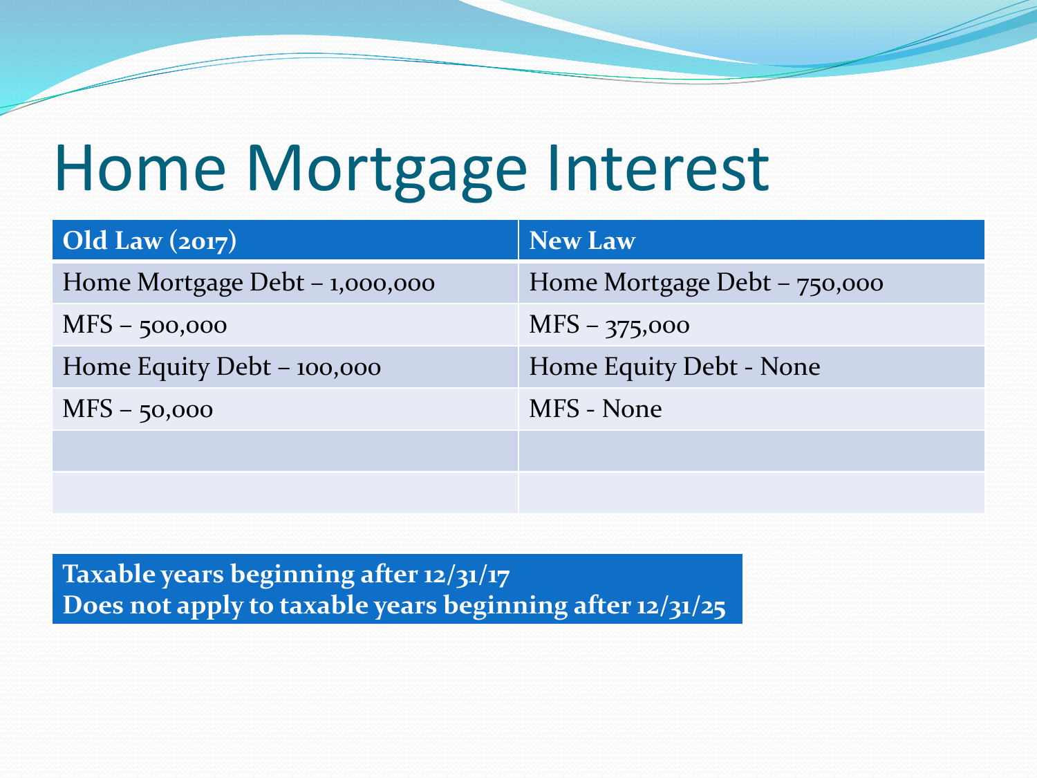# Home Mortgage Interest

| Old Law (2017) | New Law |
| --- | --- |
| Home Mortgage Debt – 1,000,000 | Home Mortgage Debt – 750,000 |
| MFS – 500,000 | MFS – 375,000 |
| Home Equity Debt – 100,000 | Home Equity Debt - None |
| MFS – 50,000 | MFS - None |
| | |
| | |

**Taxable years beginning after 12/31/17**
**Does not apply to taxable years beginning after 12/31/25**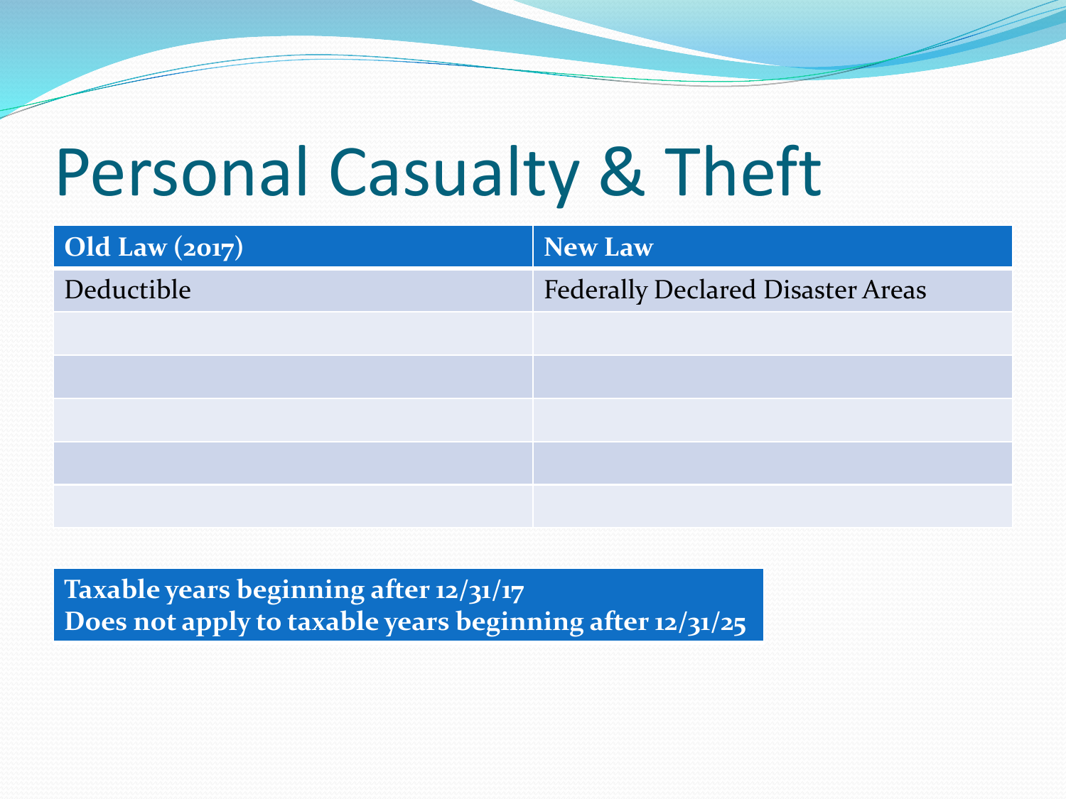# Personal Casualty & Theft

| Old Law (2017) | New Law |
|---|---|
| Deductible | Federally Declared Disaster Areas |
| | |
| | |
| | |
| | |
| | |

**Taxable years beginning after 12/31/17**
**Does not apply to taxable years beginning after 12/31/25**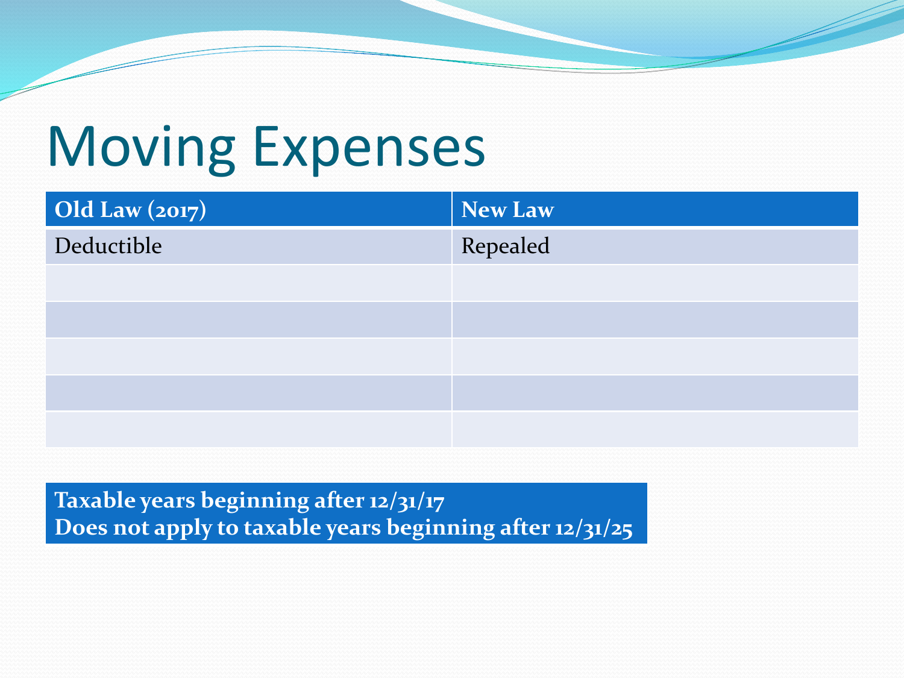# Moving Expenses

| Old Law (2017) | New Law |
|---|---|
| Deductible | Repealed |
| | |
| | |
| | |
| | |
| | |

**Taxable years beginning after 12/31/17**
**Does not apply to taxable years beginning after 12/31/25**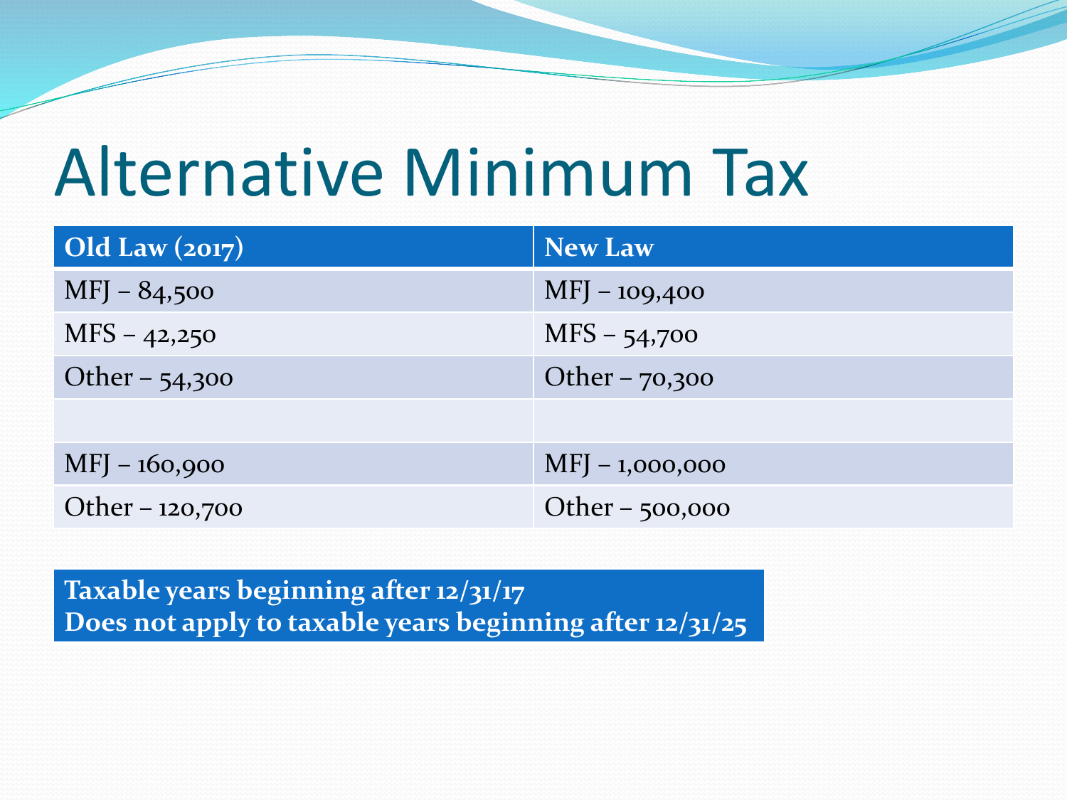# Alternative Minimum Tax

| Old Law (2017) | New Law |
|---|---|
| MFJ – 84,500 | MFJ – 109,400 |
| MFS – 42,250 | MFS – 54,700 |
| Other – 54,300 | Other – 70,300 |
| | |
| MFJ – 160,900 | MFJ – 1,000,000 |
| Other – 120,700 | Other – 500,000 |

**Taxable years beginning after 12/31/17**
**Does not apply to taxable years beginning after 12/31/25**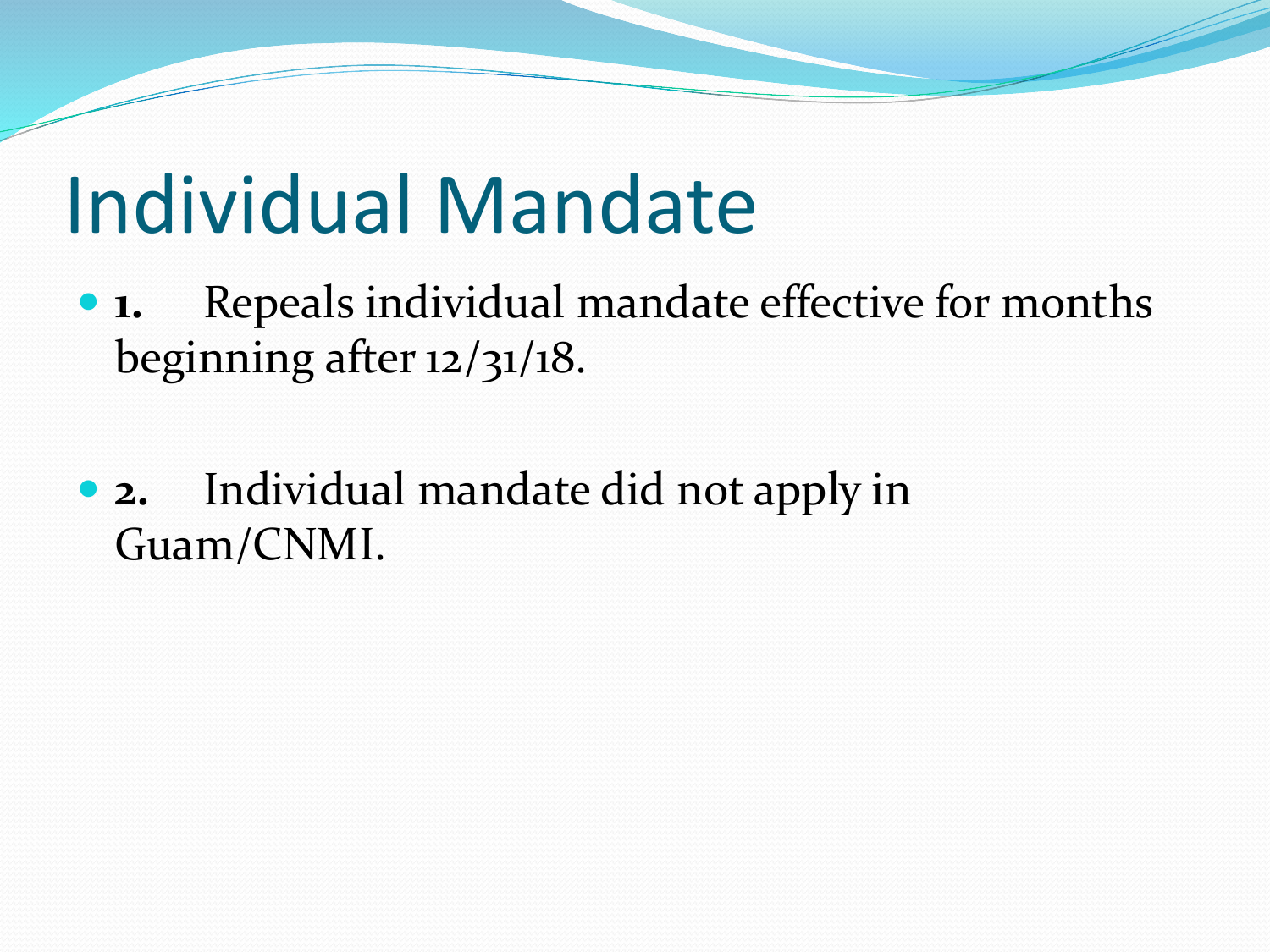# Individual Mandate

- **1.** Repeals individual mandate effective for months beginning after 12/31/18.

- **2.** Individual mandate did not apply in Guam/CNMI.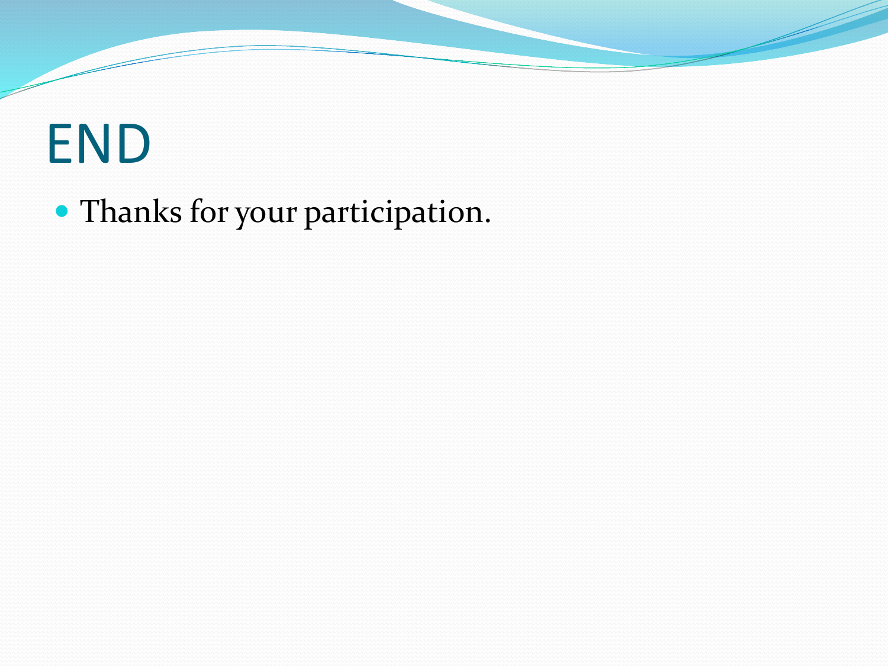# END

- Thanks for your participation.